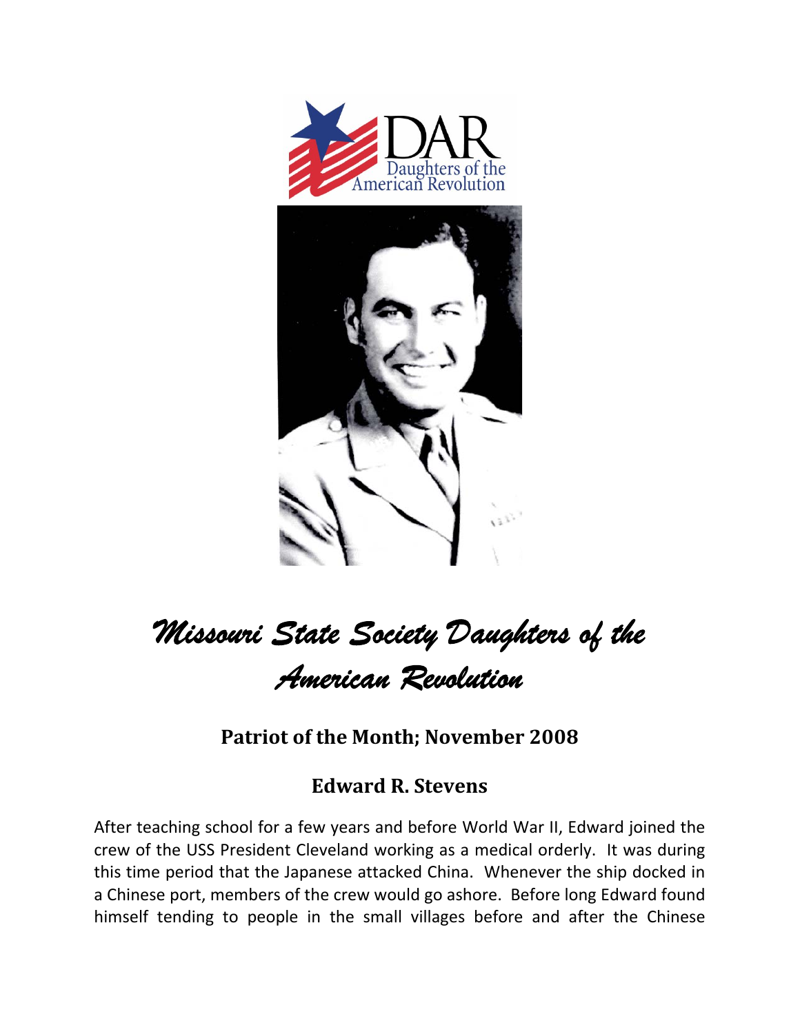# Missouri State Society Daughters of the American Revolution

## Patriot of the Month; November 2008

## Edward R. Stevens

After teaching school for a few years and before World War II, Edward joined the crew of the USS President Cleveland working as a medical orderly. It was during this time period that the Japanese attacked China. Whenever the ship docked in a Chinese port, members of the crew would go ashore. Before long Edward found himself tending to people in the small villages before and after the Chinese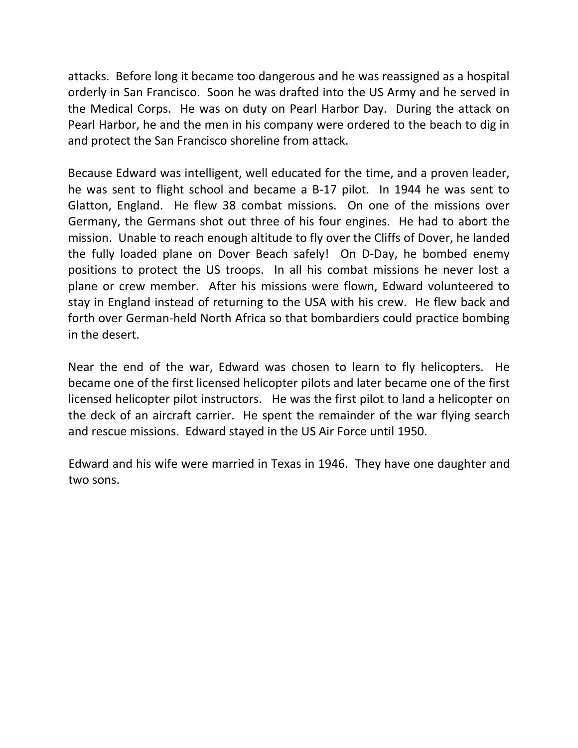attacks. Before long it became too dangerous and he was reassigned as a hospital orderly in San Francisco. Soon he was drafted into the US Army and he served in the Medical Corps. He was on duty on Pearl Harbor Day. During the attack on Pearl Harbor, he and the men in his company were ordered to the beach to dig in and protect the San Francisco shoreline from attack.

Because Edward was intelligent, well educated for the time, and a proven leader, he was sent to flight school and became a B-17 pilot. In 1944 he was sent to Glatton, England. He flew 38 combat missions. On one of the missions over Germany, the Germans shot out three of his four engines. He had to abort the mission. Unable to reach enough altitude to fly over the Cliffs of Dover, he landed the fully loaded plane on Dover Beach safely! On D-Day, he bombed enemy positions to protect the US troops. In all his combat missions he never lost a plane or crew member. After his missions were flown, Edward volunteered to stay in England instead of returning to the USA with his crew. He flew back and forth over German-held North Africa so that bombardiers could practice bombing in the desert.

Near the end of the war, Edward was chosen to learn to fly helicopters. He became one of the first licensed helicopter pilots and later became one of the first licensed helicopter pilot instructors. He was the first pilot to land a helicopter on the deck of an aircraft carrier. He spent the remainder of the war flying search and rescue missions. Edward stayed in the US Air Force until 1950.

Edward and his wife were married in Texas in 1946. They have one daughter and two sons.